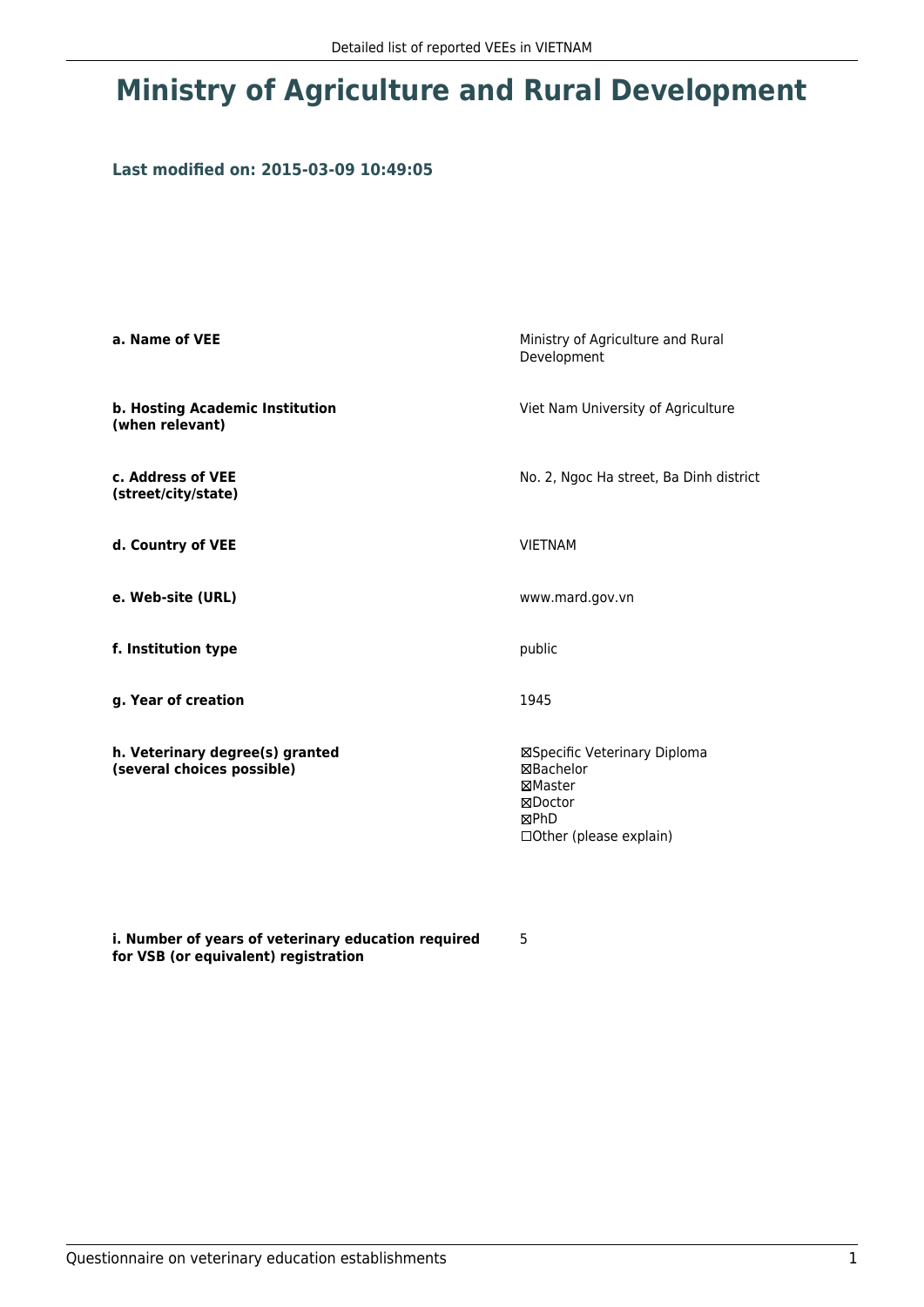# Ministry of Agriculture and Rural Development

### Last modified on: 2015-03-09 10:49:05

| | |
|---|---|
| **a. Name of VEE** | Ministry of Agriculture and Rural Development |
| **b. Hosting Academic Institution (when relevant)** | Viet Nam University of Agriculture |
| **c. Address of VEE (street/city/state)** | No. 2, Ngoc Ha street, Ba Dinh district |
| **d. Country of VEE** | VIETNAM |
| **e. Web-site (URL)** | www.mard.gov.vn |
| **f. Institution type** | public |
| **g. Year of creation** | 1945 |
| **h. Veterinary degree(s) granted (several choices possible)** | ☒Specific Veterinary Diploma<br>☒Bachelor<br>☒Master<br>☒Doctor<br>☒PhD<br>☐Other (please explain) |
| **i. Number of years of veterinary education required for VSB (or equivalent) registration** | 5 |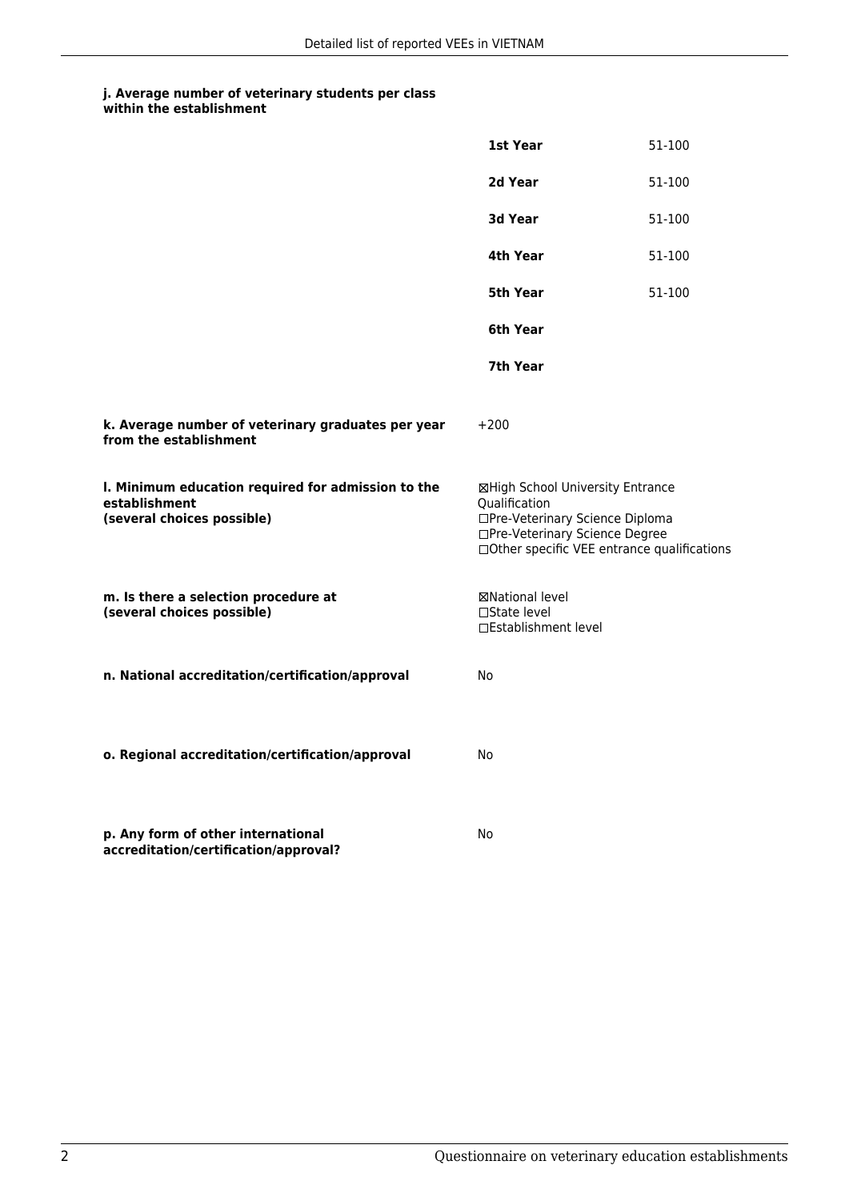**j. Average number of veterinary students per class within the establishment**

| | |
|---|---|
| **1st Year** | 51-100 |
| **2d Year** | 51-100 |
| **3d Year** | 51-100 |
| **4th Year** | 51-100 |
| **5th Year** | 51-100 |
| **6th Year** | |
| **7th Year** | |

**k. Average number of veterinary graduates per year from the establishment**

+200

**l. Minimum education required for admission to the establishment (several choices possible)**

☒High School University Entrance Qualification
☐Pre-Veterinary Science Diploma
☐Pre-Veterinary Science Degree
☐Other specific VEE entrance qualifications

**m. Is there a selection procedure at (several choices possible)**

☒National level
☐State level
☐Establishment level

**n. National accreditation/certification/approval**

No

**o. Regional accreditation/certification/approval**

No

**p. Any form of other international accreditation/certification/approval?**

No